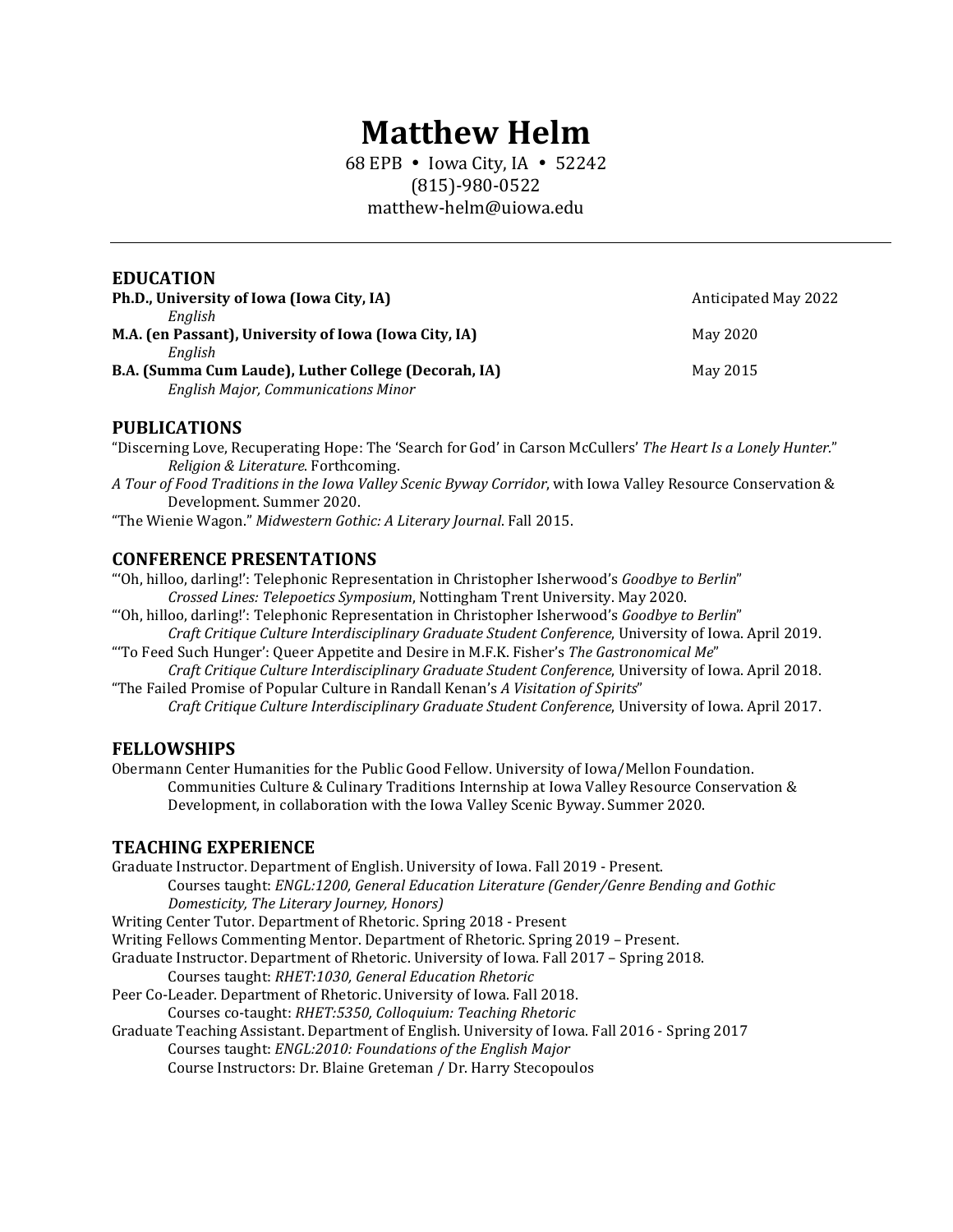# Matthew Helm

68 EPB • Iowa City, IA • 52242
(815)-980-0522
matthew-helm@uiowa.edu

---

## EDUCATION

**Ph.D., University of Iowa (Iowa City, IA)** Anticipated May 2022
*English*

**M.A. (en Passant), University of Iowa (Iowa City, IA)** May 2020
*English*

**B.A. (Summa Cum Laude), Luther College (Decorah, IA)** May 2015
*English Major, Communications Minor*

## PUBLICATIONS

"Discerning Love, Recuperating Hope: The 'Search for God' in Carson McCullers' *The Heart Is a Lonely Hunter*." *Religion & Literature*. Forthcoming.

*A Tour of Food Traditions in the Iowa Valley Scenic Byway Corridor*, with Iowa Valley Resource Conservation & Development. Summer 2020.

"The Wienie Wagon." *Midwestern Gothic: A Literary Journal*. Fall 2015.

## CONFERENCE PRESENTATIONS

"'Oh, hilloo, darling!': Telephonic Representation in Christopher Isherwood's *Goodbye to Berlin*"
*Crossed Lines: Telepoetics Symposium*, Nottingham Trent University. May 2020.

"'Oh, hilloo, darling!': Telephonic Representation in Christopher Isherwood's *Goodbye to Berlin*"
*Craft Critique Culture Interdisciplinary Graduate Student Conference*, University of Iowa. April 2019.

"'To Feed Such Hunger': Queer Appetite and Desire in M.F.K. Fisher's *The Gastronomical Me*"
*Craft Critique Culture Interdisciplinary Graduate Student Conference*, University of Iowa. April 2018.

"The Failed Promise of Popular Culture in Randall Kenan's *A Visitation of Spirits*"
*Craft Critique Culture Interdisciplinary Graduate Student Conference*, University of Iowa. April 2017.

## FELLOWSHIPS

Obermann Center Humanities for the Public Good Fellow. University of Iowa/Mellon Foundation.
Communities Culture & Culinary Traditions Internship at Iowa Valley Resource Conservation & Development, in collaboration with the Iowa Valley Scenic Byway. Summer 2020.

## TEACHING EXPERIENCE

Graduate Instructor. Department of English. University of Iowa. Fall 2019 - Present.
Courses taught: *ENGL:1200, General Education Literature (Gender/Genre Bending and Gothic Domesticity, The Literary Journey, Honors)*

Writing Center Tutor. Department of Rhetoric. Spring 2018 - Present

Writing Fellows Commenting Mentor. Department of Rhetoric. Spring 2019 – Present.

Graduate Instructor. Department of Rhetoric. University of Iowa. Fall 2017 – Spring 2018.
Courses taught: *RHET:1030, General Education Rhetoric*

Peer Co-Leader. Department of Rhetoric. University of Iowa. Fall 2018.
Courses co-taught: *RHET:5350, Colloquium: Teaching Rhetoric*

Graduate Teaching Assistant. Department of English. University of Iowa. Fall 2016 - Spring 2017
Courses taught: *ENGL:2010: Foundations of the English Major*
Course Instructors: Dr. Blaine Greteman / Dr. Harry Stecopoulos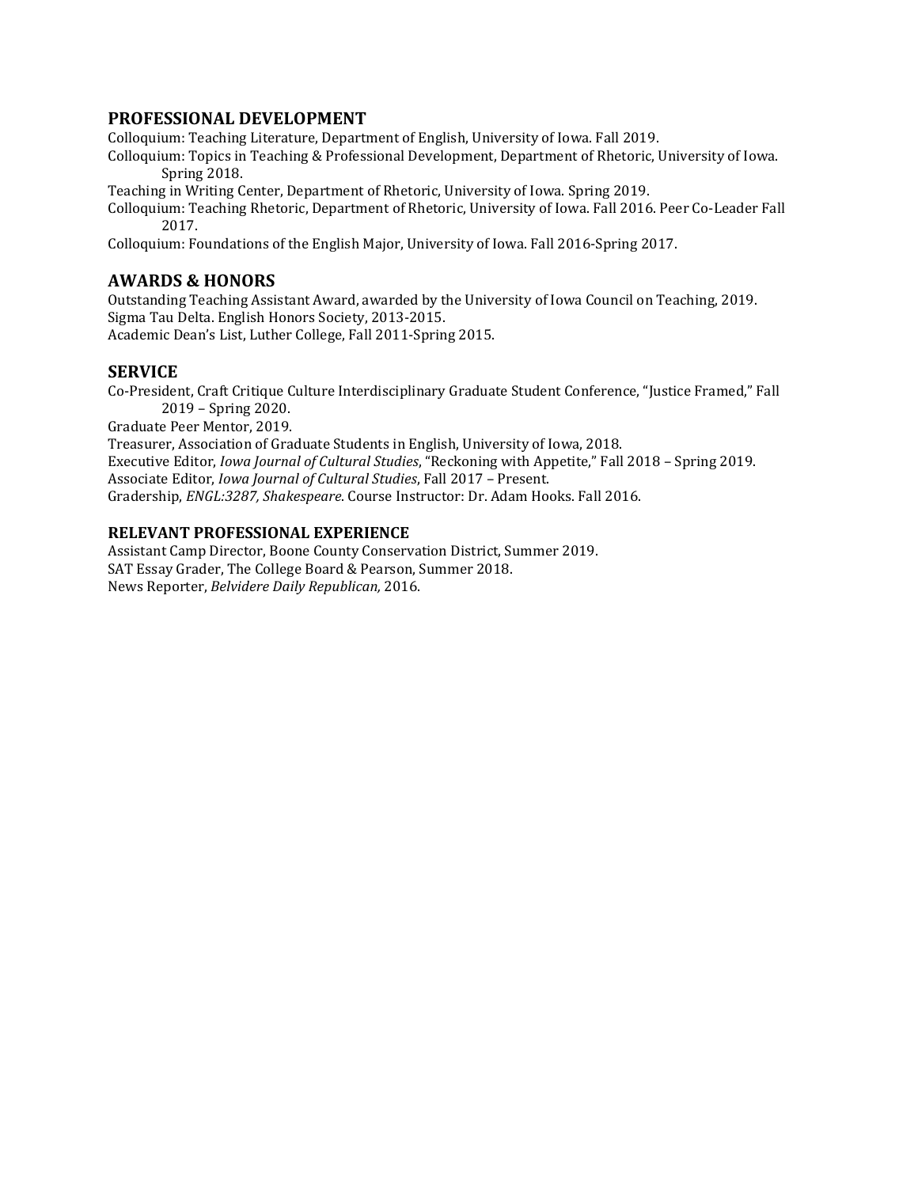## PROFESSIONAL DEVELOPMENT

Colloquium: Teaching Literature, Department of English, University of Iowa. Fall 2019.

Colloquium: Topics in Teaching & Professional Development, Department of Rhetoric, University of Iowa. Spring 2018.

Teaching in Writing Center, Department of Rhetoric, University of Iowa. Spring 2019.

Colloquium: Teaching Rhetoric, Department of Rhetoric, University of Iowa. Fall 2016. Peer Co-Leader Fall 2017.

Colloquium: Foundations of the English Major, University of Iowa. Fall 2016-Spring 2017.

## AWARDS & HONORS

Outstanding Teaching Assistant Award, awarded by the University of Iowa Council on Teaching, 2019.

Sigma Tau Delta. English Honors Society, 2013-2015.

Academic Dean's List, Luther College, Fall 2011-Spring 2015.

## SERVICE

Co-President, Craft Critique Culture Interdisciplinary Graduate Student Conference, "Justice Framed," Fall 2019 – Spring 2020.

Graduate Peer Mentor, 2019.

Treasurer, Association of Graduate Students in English, University of Iowa, 2018.

Executive Editor, *Iowa Journal of Cultural Studies*, "Reckoning with Appetite," Fall 2018 – Spring 2019.

Associate Editor, *Iowa Journal of Cultural Studies*, Fall 2017 – Present.

Gradership, *ENGL:3287, Shakespeare*. Course Instructor: Dr. Adam Hooks. Fall 2016.

## RELEVANT PROFESSIONAL EXPERIENCE

Assistant Camp Director, Boone County Conservation District, Summer 2019.

SAT Essay Grader, The College Board & Pearson, Summer 2018.

News Reporter, *Belvidere Daily Republican,* 2016.